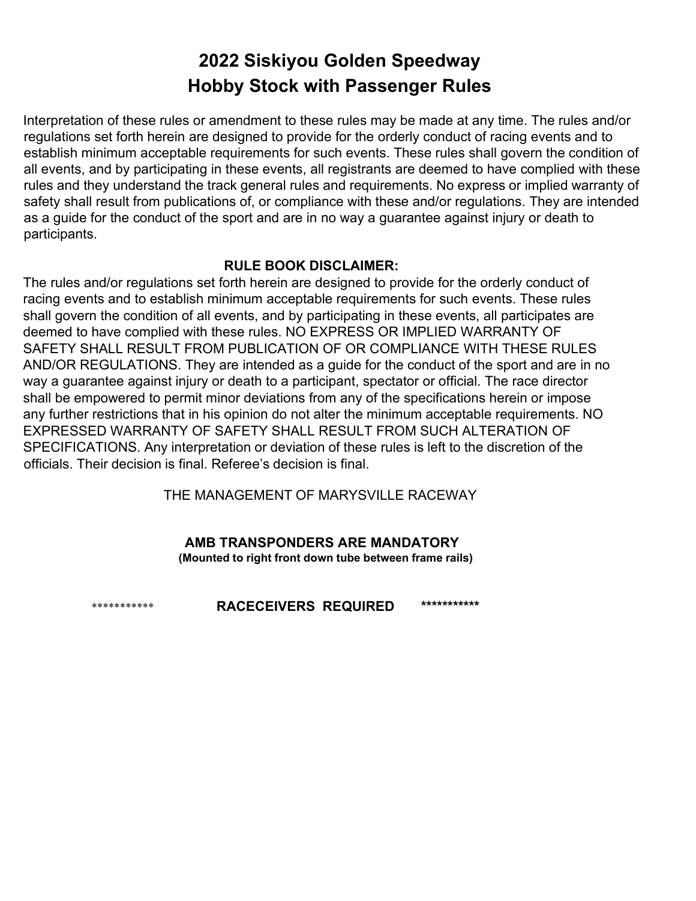# 2022 Siskiyou Golden Speedway
# Hobby Stock with Passenger Rules

Interpretation of these rules or amendment to these rules may be made at any time. The rules and/or regulations set forth herein are designed to provide for the orderly conduct of racing events and to establish minimum acceptable requirements for such events. These rules shall govern the condition of all events, and by participating in these events, all registrants are deemed to have complied with these rules and they understand the track general rules and requirements. No express or implied warranty of safety shall result from publications of, or compliance with these and/or regulations. They are intended as a guide for the conduct of the sport and are in no way a guarantee against injury or death to participants.

**RULE BOOK DISCLAIMER:**

The rules and/or regulations set forth herein are designed to provide for the orderly conduct of racing events and to establish minimum acceptable requirements for such events. These rules shall govern the condition of all events, and by participating in these events, all participates are deemed to have complied with these rules. NO EXPRESS OR IMPLIED WARRANTY OF SAFETY SHALL RESULT FROM PUBLICATION OF OR COMPLIANCE WITH THESE RULES AND/OR REGULATIONS. They are intended as a guide for the conduct of the sport and are in no way a guarantee against injury or death to a participant, spectator or official. The race director shall be empowered to permit minor deviations from any of the specifications herein or impose any further restrictions that in his opinion do not alter the minimum acceptable requirements. NO EXPRESSED WARRANTY OF SAFETY SHALL RESULT FROM SUCH ALTERATION OF SPECIFICATIONS. Any interpretation or deviation of these rules is left to the discretion of the officials. Their decision is final. Referee's decision is final.

THE MANAGEMENT OF MARYSVILLE RACEWAY

**AMB TRANSPONDERS ARE MANDATORY**
**(Mounted to right front down tube between frame rails)**

*********** **RACECEIVERS REQUIRED** ***********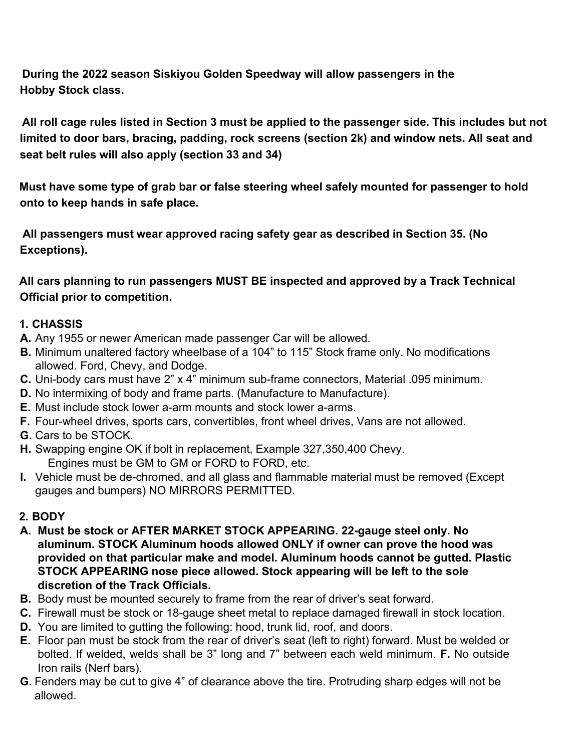**During the 2022 season Siskiyou Golden Speedway will allow passengers in the Hobby Stock class.**

**All roll cage rules listed in Section 3 must be applied to the passenger side. This includes but not limited to door bars, bracing, padding, rock screens (section 2k) and window nets. All seat and seat belt rules will also apply (section 33 and 34)**

**Must have some type of grab bar or false steering wheel safely mounted for passenger to hold onto to keep hands in safe place.**

**All passengers must wear approved racing safety gear as described in Section 35. (No Exceptions).**

**All cars planning to run passengers MUST BE inspected and approved by a Track Technical Official prior to competition.**

## 1. CHASSIS

**A.** Any 1955 or newer American made passenger Car will be allowed.
**B.** Minimum unaltered factory wheelbase of a 104" to 115" Stock frame only. No modifications allowed. Ford, Chevy, and Dodge.
**C.** Uni-body cars must have 2" x 4" minimum sub-frame connectors, Material .095 minimum.
**D.** No intermixing of body and frame parts. (Manufacture to Manufacture).
**E.** Must include stock lower a-arm mounts and stock lower a-arms.
**F.** Four-wheel drives, sports cars, convertibles, front wheel drives, Vans are not allowed.
**G.** Cars to be STOCK.
**H.** Swapping engine OK if bolt in replacement, Example 327,350,400 Chevy. Engines must be GM to GM or FORD to FORD, etc.
**I.** Vehicle must be de-chromed, and all glass and flammable material must be removed (Except gauges and bumpers) NO MIRRORS PERMITTED.

## 2. BODY

**A. Must be stock or AFTER MARKET STOCK APPEARING. 22-gauge steel only. No aluminum. STOCK Aluminum hoods allowed ONLY if owner can prove the hood was provided on that particular make and model. Aluminum hoods cannot be gutted. Plastic STOCK APPEARING nose piece allowed. Stock appearing will be left to the sole discretion of the Track Officials.**
**B.** Body must be mounted securely to frame from the rear of driver's seat forward.
**C.** Firewall must be stock or 18-gauge sheet metal to replace damaged firewall in stock location.
**D.** You are limited to gutting the following: hood, trunk lid, roof, and doors.
**E.** Floor pan must be stock from the rear of driver's seat (left to right) forward. Must be welded or bolted. If welded, welds shall be 3" long and 7" between each weld minimum.
**F.** No outside Iron rails (Nerf bars).
**G.** Fenders may be cut to give 4" of clearance above the tire. Protruding sharp edges will not be allowed.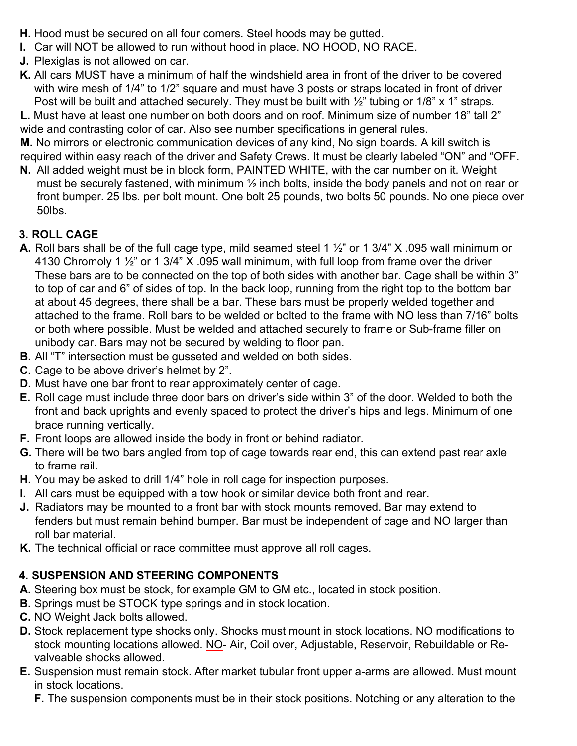**H.** Hood must be secured on all four comers. Steel hoods may be gutted.

**I.** Car will NOT be allowed to run without hood in place. NO HOOD, NO RACE.

**J.** Plexiglas is not allowed on car.

**K.** All cars MUST have a minimum of half the windshield area in front of the driver to be covered with wire mesh of 1/4" to 1/2" square and must have 3 posts or straps located in front of driver Post will be built and attached securely. They must be built with ½" tubing or 1/8" x 1" straps.

**L.** Must have at least one number on both doors and on roof. Minimum size of number 18" tall 2" wide and contrasting color of car. Also see number specifications in general rules.

**M.** No mirrors or electronic communication devices of any kind, No sign boards. A kill switch is required within easy reach of the driver and Safety Crews. It must be clearly labeled "ON" and "OFF.

**N.** All added weight must be in block form, PAINTED WHITE, with the car number on it. Weight must be securely fastened, with minimum ½ inch bolts, inside the body panels and not on rear or front bumper. 25 lbs. per bolt mount. One bolt 25 pounds, two bolts 50 pounds. No one piece over 50lbs.

### 3. ROLL CAGE

**A.** Roll bars shall be of the full cage type, mild seamed steel 1 ½" or 1 3/4" X .095 wall minimum or 4130 Chromoly 1 ½" or 1 3/4" X .095 wall minimum, with full loop from frame over the driver These bars are to be connected on the top of both sides with another bar. Cage shall be within 3" to top of car and 6" of sides of top. In the back loop, running from the right top to the bottom bar at about 45 degrees, there shall be a bar. These bars must be properly welded together and attached to the frame. Roll bars to be welded or bolted to the frame with NO less than 7/16" bolts or both where possible. Must be welded and attached securely to frame or Sub-frame filler on unibody car. Bars may not be secured by welding to floor pan.

**B.** All "T" intersection must be gusseted and welded on both sides.

**C.** Cage to be above driver's helmet by 2".

**D.** Must have one bar front to rear approximately center of cage.

**E.** Roll cage must include three door bars on driver's side within 3" of the door. Welded to both the front and back uprights and evenly spaced to protect the driver's hips and legs. Minimum of one brace running vertically.

**F.** Front loops are allowed inside the body in front or behind radiator.

**G.** There will be two bars angled from top of cage towards rear end, this can extend past rear axle to frame rail.

**H.** You may be asked to drill 1/4" hole in roll cage for inspection purposes.

**I.** All cars must be equipped with a tow hook or similar device both front and rear.

**J.** Radiators may be mounted to a front bar with stock mounts removed. Bar may extend to fenders but must remain behind bumper. Bar must be independent of cage and NO larger than roll bar material.

**K.** The technical official or race committee must approve all roll cages.

### 4. SUSPENSION AND STEERING COMPONENTS

**A.** Steering box must be stock, for example GM to GM etc., located in stock position.

**B.** Springs must be STOCK type springs and in stock location.

**C.** NO Weight Jack bolts allowed.

**D.** Stock replacement type shocks only. Shocks must mount in stock locations. NO modifications to stock mounting locations allowed. NO- Air, Coil over, Adjustable, Reservoir, Rebuildable or Re-valveable shocks allowed.

**E.** Suspension must remain stock. After market tubular front upper a-arms are allowed. Must mount in stock locations.

**F.** The suspension components must be in their stock positions. Notching or any alteration to the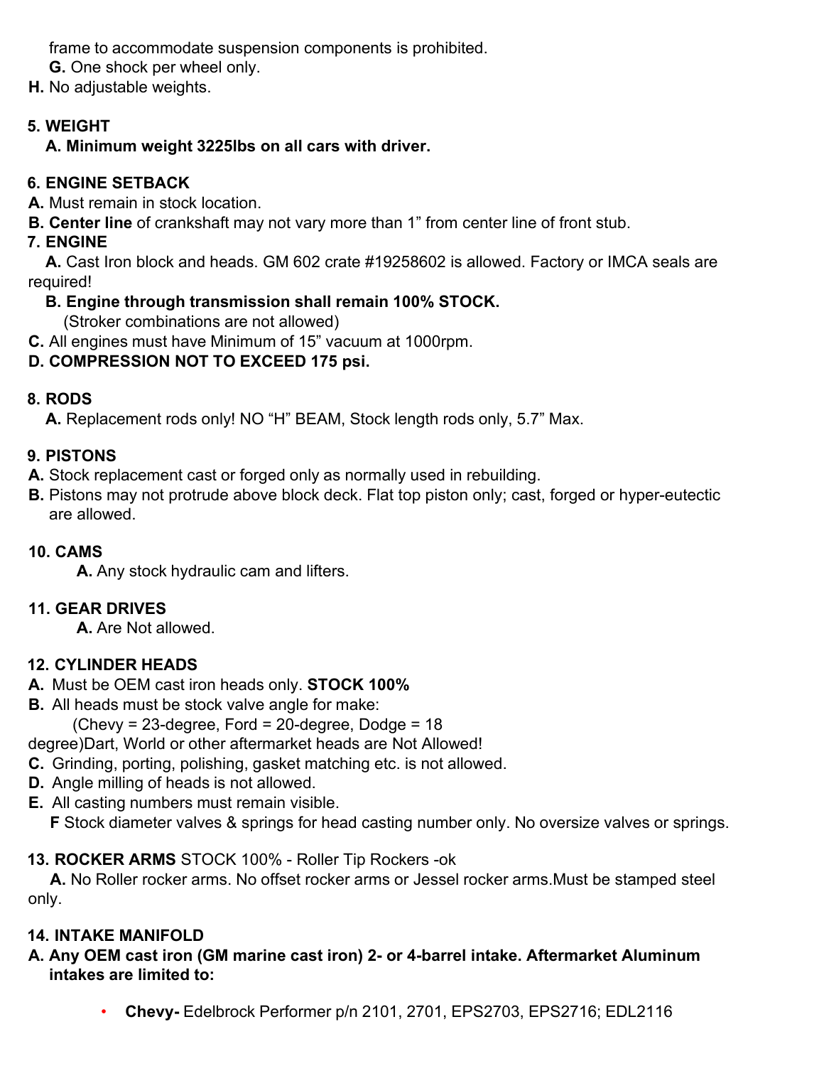frame to accommodate suspension components is prohibited.

**G.** One shock per wheel only.

**H.** No adjustable weights.

## 5. WEIGHT

**A. Minimum weight 3225lbs on all cars with driver.**

## 6. ENGINE SETBACK

**A.** Must remain in stock location.

**B. Center line** of crankshaft may not vary more than 1" from center line of front stub.

## 7. ENGINE

**A.** Cast Iron block and heads. GM 602 crate #19258602 is allowed. Factory or IMCA seals are required!

**B. Engine through transmission shall remain 100% STOCK.**
(Stroker combinations are not allowed)

**C.** All engines must have Minimum of 15" vacuum at 1000rpm.

**D. COMPRESSION NOT TO EXCEED 175 psi.**

## 8. RODS

**A.** Replacement rods only! NO "H" BEAM, Stock length rods only, 5.7" Max.

## 9. PISTONS

**A.** Stock replacement cast or forged only as normally used in rebuilding.

**B.** Pistons may not protrude above block deck. Flat top piston only; cast, forged or hyper-eutectic are allowed.

## 10. CAMS

**A.** Any stock hydraulic cam and lifters.

## 11. GEAR DRIVES

**A.** Are Not allowed.

## 12. CYLINDER HEADS

**A.** Must be OEM cast iron heads only. **STOCK 100%**

**B.** All heads must be stock valve angle for make:
(Chevy = 23-degree, Ford = 20-degree, Dodge = 18 degree)Dart, World or other aftermarket heads are Not Allowed!

**C.** Grinding, porting, polishing, gasket matching etc. is not allowed.

**D.** Angle milling of heads is not allowed.

**E.** All casting numbers must remain visible.

**F** Stock diameter valves & springs for head casting number only. No oversize valves or springs.

## 13. ROCKER ARMS STOCK 100% - Roller Tip Rockers -ok

**A.** No Roller rocker arms. No offset rocker arms or Jessel rocker arms.Must be stamped steel only.

## 14. INTAKE MANIFOLD

**A. Any OEM cast iron (GM marine cast iron) 2- or 4-barrel intake. Aftermarket Aluminum intakes are limited to:**

- **Chevy-** Edelbrock Performer p/n 2101, 2701, EPS2703, EPS2716; EDL2116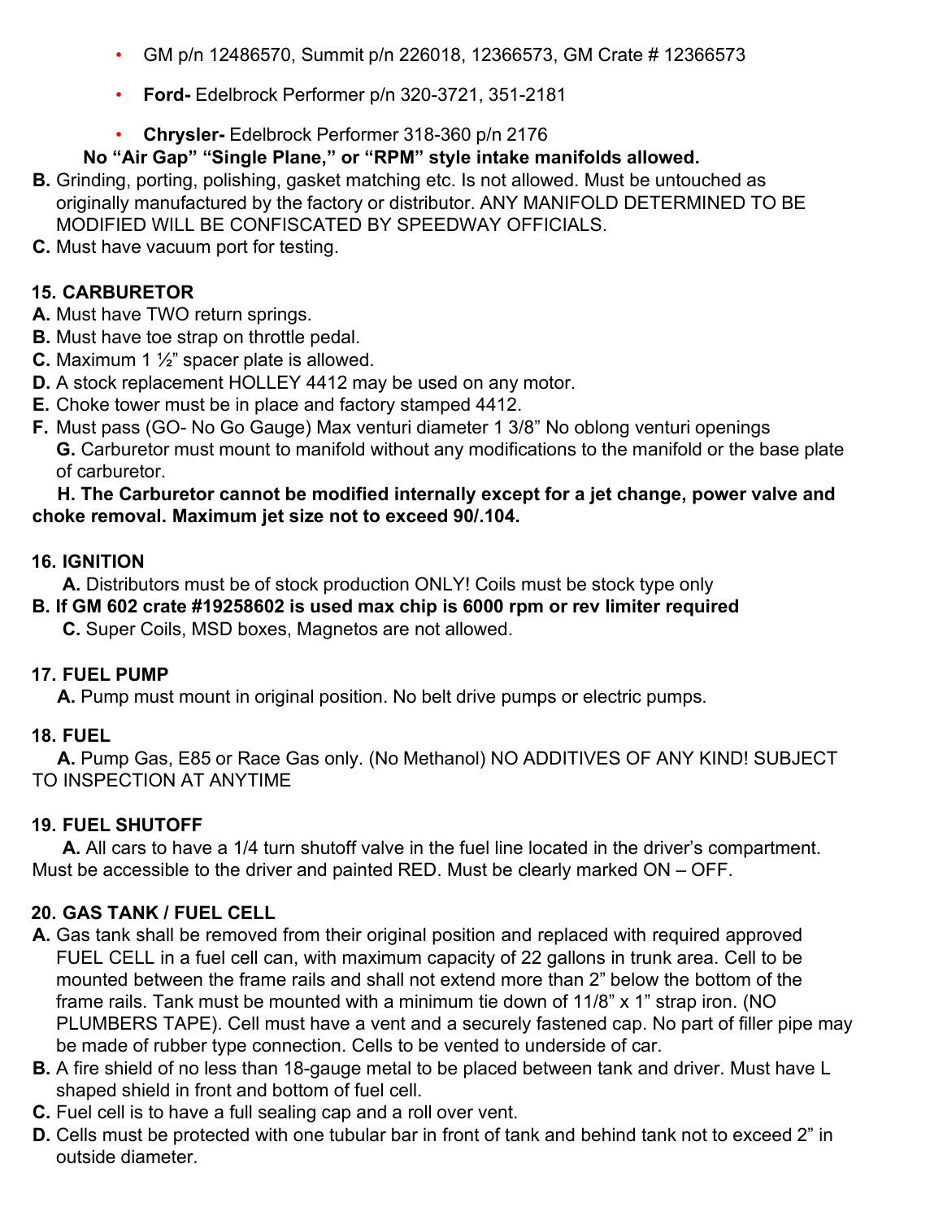- GM p/n 12486570, Summit p/n 226018, 12366573, GM Crate # 12366573
- **Ford-** Edelbrock Performer p/n 320-3721, 351-2181
- **Chrysler-** Edelbrock Performer 318-360 p/n 2176

**No "Air Gap" "Single Plane," or "RPM" style intake manifolds allowed.**

**B.** Grinding, porting, polishing, gasket matching etc. Is not allowed. Must be untouched as originally manufactured by the factory or distributor. ANY MANIFOLD DETERMINED TO BE MODIFIED WILL BE CONFISCATED BY SPEEDWAY OFFICIALS.

**C.** Must have vacuum port for testing.

## 15. CARBURETOR

**A.** Must have TWO return springs.
**B.** Must have toe strap on throttle pedal.
**C.** Maximum 1 ½" spacer plate is allowed.
**D.** A stock replacement HOLLEY 4412 may be used on any motor.
**E.** Choke tower must be in place and factory stamped 4412.
**F.** Must pass (GO- No Go Gauge) Max venturi diameter 1 3/8" No oblong venturi openings
**G.** Carburetor must mount to manifold without any modifications to the manifold or the base plate of carburetor.
**H. The Carburetor cannot be modified internally except for a jet change, power valve and choke removal. Maximum jet size not to exceed 90/.104.**

## 16. IGNITION

**A.** Distributors must be of stock production ONLY! Coils must be stock type only
**B. If GM 602 crate #19258602 is used max chip is 6000 rpm or rev limiter required**
**C.** Super Coils, MSD boxes, Magnetos are not allowed.

## 17. FUEL PUMP

**A.** Pump must mount in original position. No belt drive pumps or electric pumps.

## 18. FUEL

**A.** Pump Gas, E85 or Race Gas only. (No Methanol) NO ADDITIVES OF ANY KIND! SUBJECT TO INSPECTION AT ANYTIME

## 19. FUEL SHUTOFF

**A.** All cars to have a 1/4 turn shutoff valve in the fuel line located in the driver's compartment. Must be accessible to the driver and painted RED. Must be clearly marked ON – OFF.

## 20. GAS TANK / FUEL CELL

**A.** Gas tank shall be removed from their original position and replaced with required approved FUEL CELL in a fuel cell can, with maximum capacity of 22 gallons in trunk area. Cell to be mounted between the frame rails and shall not extend more than 2" below the bottom of the frame rails. Tank must be mounted with a minimum tie down of 11/8" x 1" strap iron. (NO PLUMBERS TAPE). Cell must have a vent and a securely fastened cap. No part of filler pipe may be made of rubber type connection. Cells to be vented to underside of car.

**B.** A fire shield of no less than 18-gauge metal to be placed between tank and driver. Must have L shaped shield in front and bottom of fuel cell.

**C.** Fuel cell is to have a full sealing cap and a roll over vent.

**D.** Cells must be protected with one tubular bar in front of tank and behind tank not to exceed 2" in outside diameter.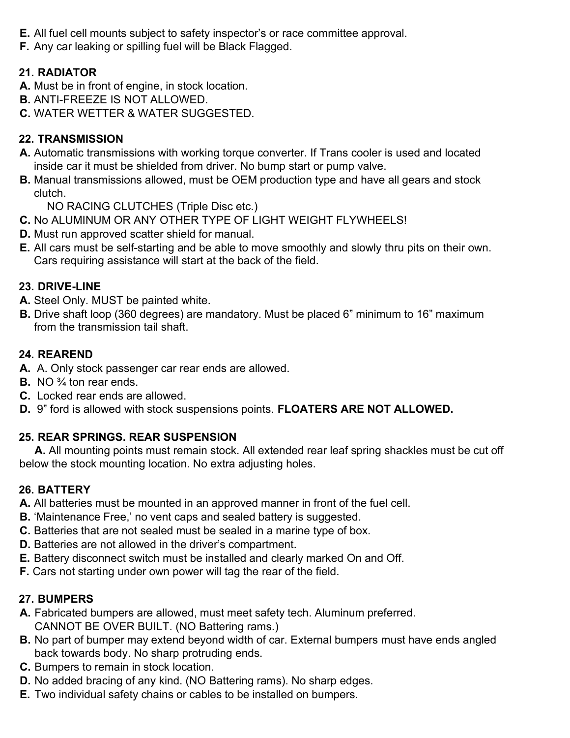**E.** All fuel cell mounts subject to safety inspector's or race committee approval.
**F.** Any car leaking or spilling fuel will be Black Flagged.

### 21. RADIATOR

**A.** Must be in front of engine, in stock location.
**B.** ANTI-FREEZE IS NOT ALLOWED.
**C.** WATER WETTER & WATER SUGGESTED.

### 22. TRANSMISSION

**A.** Automatic transmissions with working torque converter. If Trans cooler is used and located inside car it must be shielded from driver. No bump start or pump valve.
**B.** Manual transmissions allowed, must be OEM production type and have all gears and stock clutch.
NO RACING CLUTCHES (Triple Disc etc.)
**C.** No ALUMINUM OR ANY OTHER TYPE OF LIGHT WEIGHT FLYWHEELS!
**D.** Must run approved scatter shield for manual.
**E.** All cars must be self-starting and be able to move smoothly and slowly thru pits on their own. Cars requiring assistance will start at the back of the field.

### 23. DRIVE-LINE

**A.** Steel Only. MUST be painted white.
**B.** Drive shaft loop (360 degrees) are mandatory. Must be placed 6" minimum to 16" maximum from the transmission tail shaft.

### 24. REAREND

**A.** A. Only stock passenger car rear ends are allowed.
**B.** NO ¾ ton rear ends.
**C.** Locked rear ends are allowed.
**D.** 9" ford is allowed with stock suspensions points. **FLOATERS ARE NOT ALLOWED.**

### 25. REAR SPRINGS. REAR SUSPENSION

**A.** All mounting points must remain stock. All extended rear leaf spring shackles must be cut off below the stock mounting location. No extra adjusting holes.

### 26. BATTERY

**A.** All batteries must be mounted in an approved manner in front of the fuel cell.
**B.** 'Maintenance Free,' no vent caps and sealed battery is suggested.
**C.** Batteries that are not sealed must be sealed in a marine type of box.
**D.** Batteries are not allowed in the driver's compartment.
**E.** Battery disconnect switch must be installed and clearly marked On and Off.
**F.** Cars not starting under own power will tag the rear of the field.

### 27. BUMPERS

**A.** Fabricated bumpers are allowed, must meet safety tech. Aluminum preferred.
CANNOT BE OVER BUILT. (NO Battering rams.)
**B.** No part of bumper may extend beyond width of car. External bumpers must have ends angled back towards body. No sharp protruding ends.
**C.** Bumpers to remain in stock location.
**D.** No added bracing of any kind. (NO Battering rams). No sharp edges.
**E.** Two individual safety chains or cables to be installed on bumpers.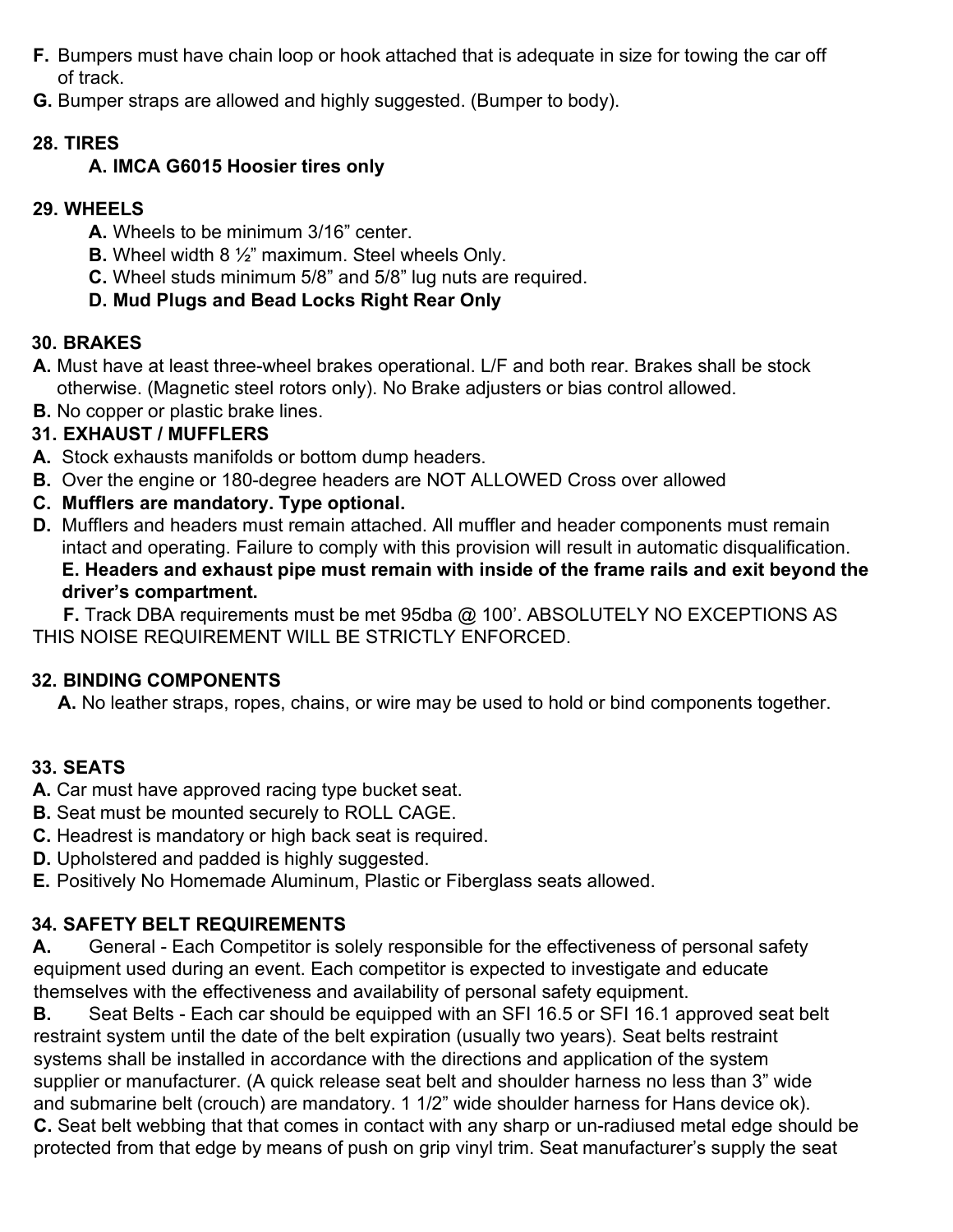**F.** Bumpers must have chain loop or hook attached that is adequate in size for towing the car off of track.

**G.** Bumper straps are allowed and highly suggested. (Bumper to body).

**28. TIRES**

**A. IMCA G6015 Hoosier tires only**

**29. WHEELS**

**A.** Wheels to be minimum 3/16" center.

**B.** Wheel width 8 ½" maximum. Steel wheels Only.

**C.** Wheel studs minimum 5/8" and 5/8" lug nuts are required.

**D. Mud Plugs and Bead Locks Right Rear Only**

**30. BRAKES**

**A.** Must have at least three-wheel brakes operational. L/F and both rear. Brakes shall be stock otherwise. (Magnetic steel rotors only). No Brake adjusters or bias control allowed.

**B.** No copper or plastic brake lines.

**31. EXHAUST / MUFFLERS**

**A.** Stock exhausts manifolds or bottom dump headers.

**B.** Over the engine or 180-degree headers are NOT ALLOWED Cross over allowed

**C. Mufflers are mandatory. Type optional.**

**D.** Mufflers and headers must remain attached. All muffler and header components must remain intact and operating. Failure to comply with this provision will result in automatic disqualification.

**E. Headers and exhaust pipe must remain with inside of the frame rails and exit beyond the driver's compartment.**

**F.** Track DBA requirements must be met 95dba @ 100'. ABSOLUTELY NO EXCEPTIONS AS THIS NOISE REQUIREMENT WILL BE STRICTLY ENFORCED.

**32. BINDING COMPONENTS**

**A.** No leather straps, ropes, chains, or wire may be used to hold or bind components together.

**33. SEATS**

**A.** Car must have approved racing type bucket seat.

**B.** Seat must be mounted securely to ROLL CAGE.

**C.** Headrest is mandatory or high back seat is required.

**D.** Upholstered and padded is highly suggested.

**E.** Positively No Homemade Aluminum, Plastic or Fiberglass seats allowed.

**34. SAFETY BELT REQUIREMENTS**

**A.** General - Each Competitor is solely responsible for the effectiveness of personal safety equipment used during an event. Each competitor is expected to investigate and educate themselves with the effectiveness and availability of personal safety equipment.

**B.** Seat Belts - Each car should be equipped with an SFI 16.5 or SFI 16.1 approved seat belt restraint system until the date of the belt expiration (usually two years). Seat belts restraint systems shall be installed in accordance with the directions and application of the system supplier or manufacturer. (A quick release seat belt and shoulder harness no less than 3" wide and submarine belt (crouch) are mandatory. 1 1/2" wide shoulder harness for Hans device ok).

**C.** Seat belt webbing that that comes in contact with any sharp or un-radiused metal edge should be protected from that edge by means of push on grip vinyl trim. Seat manufacturer's supply the seat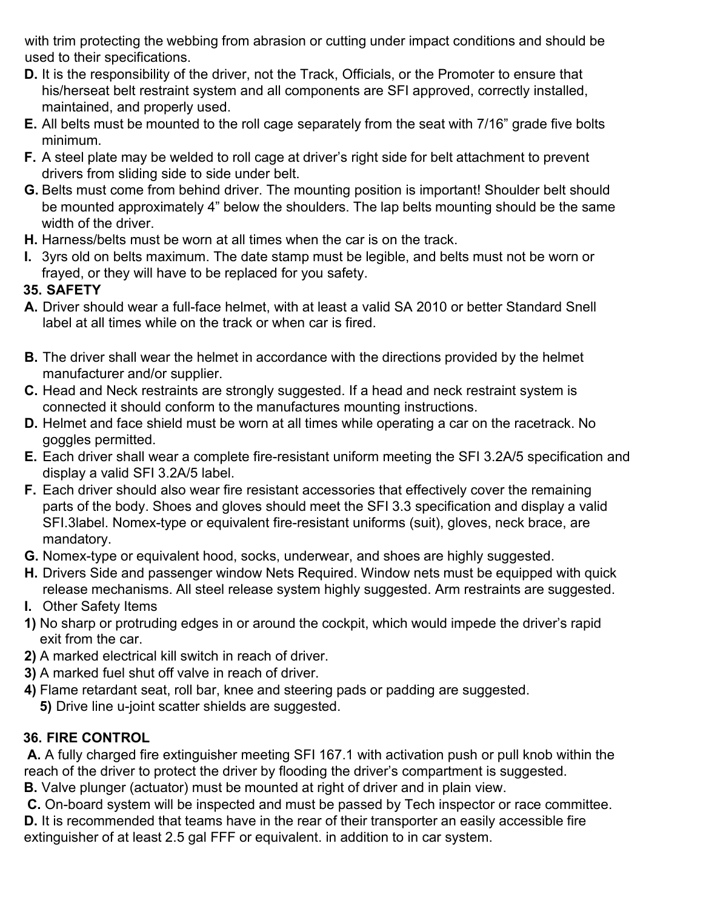with trim protecting the webbing from abrasion or cutting under impact conditions and should be used to their specifications.

**D.** It is the responsibility of the driver, not the Track, Officials, or the Promoter to ensure that his/herseat belt restraint system and all components are SFI approved, correctly installed, maintained, and properly used.

**E.** All belts must be mounted to the roll cage separately from the seat with 7/16" grade five bolts minimum.

**F.** A steel plate may be welded to roll cage at driver's right side for belt attachment to prevent drivers from sliding side to side under belt.

**G.** Belts must come from behind driver. The mounting position is important! Shoulder belt should be mounted approximately 4" below the shoulders. The lap belts mounting should be the same width of the driver.

**H.** Harness/belts must be worn at all times when the car is on the track.

**I.** 3yrs old on belts maximum. The date stamp must be legible, and belts must not be worn or frayed, or they will have to be replaced for you safety.

**35. SAFETY**

**A.** Driver should wear a full-face helmet, with at least a valid SA 2010 or better Standard Snell label at all times while on the track or when car is fired.

**B.** The driver shall wear the helmet in accordance with the directions provided by the helmet manufacturer and/or supplier.

**C.** Head and Neck restraints are strongly suggested. If a head and neck restraint system is connected it should conform to the manufactures mounting instructions.

**D.** Helmet and face shield must be worn at all times while operating a car on the racetrack. No goggles permitted.

**E.** Each driver shall wear a complete fire-resistant uniform meeting the SFI 3.2A/5 specification and display a valid SFI 3.2A/5 label.

**F.** Each driver should also wear fire resistant accessories that effectively cover the remaining parts of the body. Shoes and gloves should meet the SFI 3.3 specification and display a valid SFI.3label. Nomex-type or equivalent fire-resistant uniforms (suit), gloves, neck brace, are mandatory.

**G.** Nomex-type or equivalent hood, socks, underwear, and shoes are highly suggested.

**H.** Drivers Side and passenger window Nets Required. Window nets must be equipped with quick release mechanisms. All steel release system highly suggested. Arm restraints are suggested.

**I.** Other Safety Items

**1)** No sharp or protruding edges in or around the cockpit, which would impede the driver's rapid exit from the car.

**2)** A marked electrical kill switch in reach of driver.

**3)** A marked fuel shut off valve in reach of driver.

**4)** Flame retardant seat, roll bar, knee and steering pads or padding are suggested.

**5)** Drive line u-joint scatter shields are suggested.

**36. FIRE CONTROL**

**A.** A fully charged fire extinguisher meeting SFI 167.1 with activation push or pull knob within the reach of the driver to protect the driver by flooding the driver's compartment is suggested.

**B.** Valve plunger (actuator) must be mounted at right of driver and in plain view.

**C.** On-board system will be inspected and must be passed by Tech inspector or race committee.

**D.** It is recommended that teams have in the rear of their transporter an easily accessible fire extinguisher of at least 2.5 gal FFF or equivalent. in addition to in car system.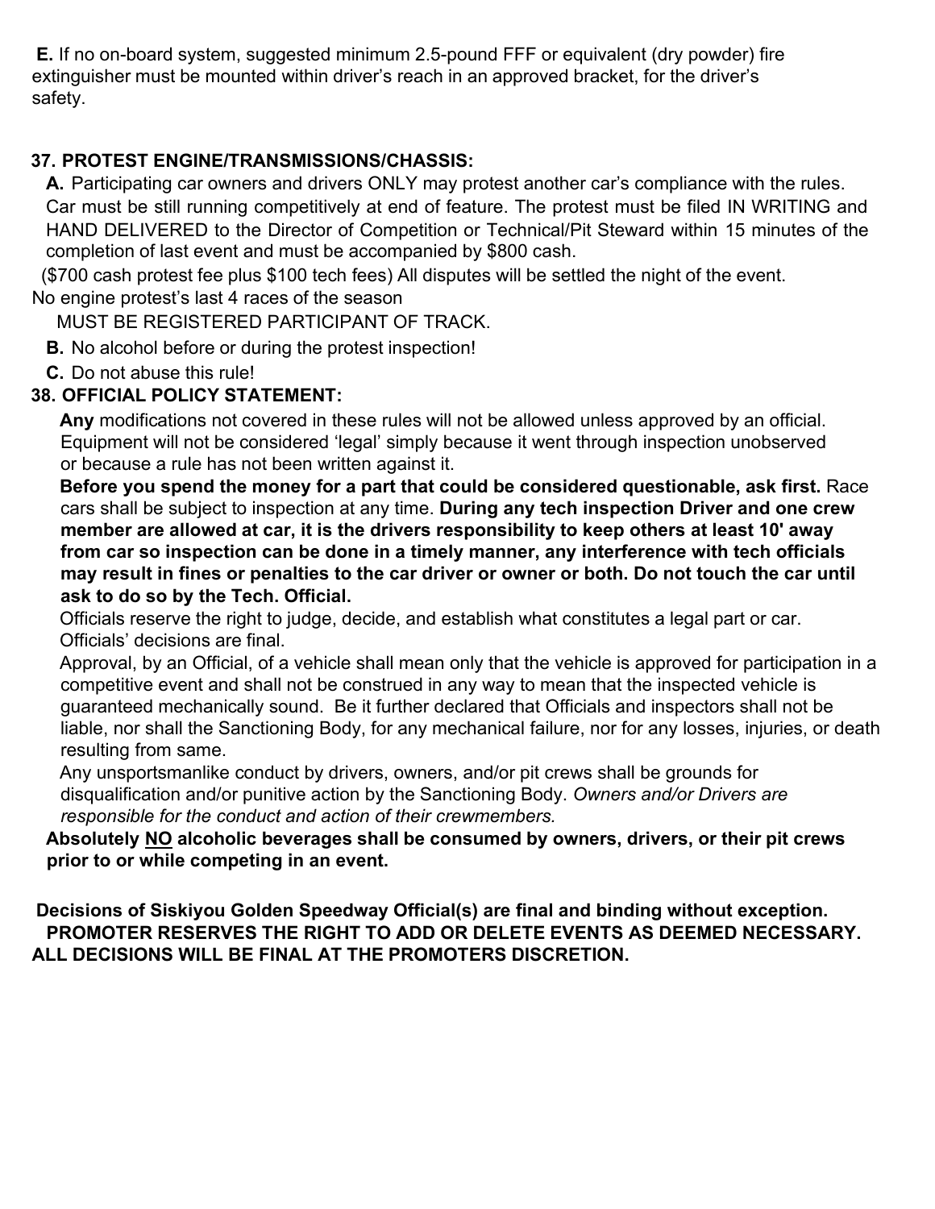**E.** If no on-board system, suggested minimum 2.5-pound FFF or equivalent (dry powder) fire extinguisher must be mounted within driver's reach in an approved bracket, for the driver's safety.

### 37. PROTEST ENGINE/TRANSMISSIONS/CHASSIS:

**A.** Participating car owners and drivers ONLY may protest another car's compliance with the rules. Car must be still running competitively at end of feature. The protest must be filed IN WRITING and HAND DELIVERED to the Director of Competition or Technical/Pit Steward within 15 minutes of the completion of last event and must be accompanied by $800 cash.

($700 cash protest fee plus $100 tech fees) All disputes will be settled the night of the event.

No engine protest's last 4 races of the season

MUST BE REGISTERED PARTICIPANT OF TRACK.

**B.** No alcohol before or during the protest inspection!

**C.** Do not abuse this rule!

### 38. OFFICIAL POLICY STATEMENT:

**Any** modifications not covered in these rules will not be allowed unless approved by an official. Equipment will not be considered 'legal' simply because it went through inspection unobserved or because a rule has not been written against it.

**Before you spend the money for a part that could be considered questionable, ask first.** Race cars shall be subject to inspection at any time. **During any tech inspection Driver and one crew member are allowed at car, it is the drivers responsibility to keep others at least 10' away from car so inspection can be done in a timely manner, any interference with tech officials may result in fines or penalties to the car driver or owner or both. Do not touch the car until ask to do so by the Tech. Official.**

Officials reserve the right to judge, decide, and establish what constitutes a legal part or car. Officials' decisions are final.

Approval, by an Official, of a vehicle shall mean only that the vehicle is approved for participation in a competitive event and shall not be construed in any way to mean that the inspected vehicle is guaranteed mechanically sound. Be it further declared that Officials and inspectors shall not be liable, nor shall the Sanctioning Body, for any mechanical failure, nor for any losses, injuries, or death resulting from same.

Any unsportsmanlike conduct by drivers, owners, and/or pit crews shall be grounds for disqualification and/or punitive action by the Sanctioning Body. *Owners and/or Drivers are responsible for the conduct and action of their crewmembers.*

**Absolutely <u>NO</u> alcoholic beverages shall be consumed by owners, drivers, or their pit crews prior to or while competing in an event.**

**Decisions of Siskiyou Golden Speedway Official(s) are final and binding without exception.**
**PROMOTER RESERVES THE RIGHT TO ADD OR DELETE EVENTS AS DEEMED NECESSARY.**
**ALL DECISIONS WILL BE FINAL AT THE PROMOTERS DISCRETION.**